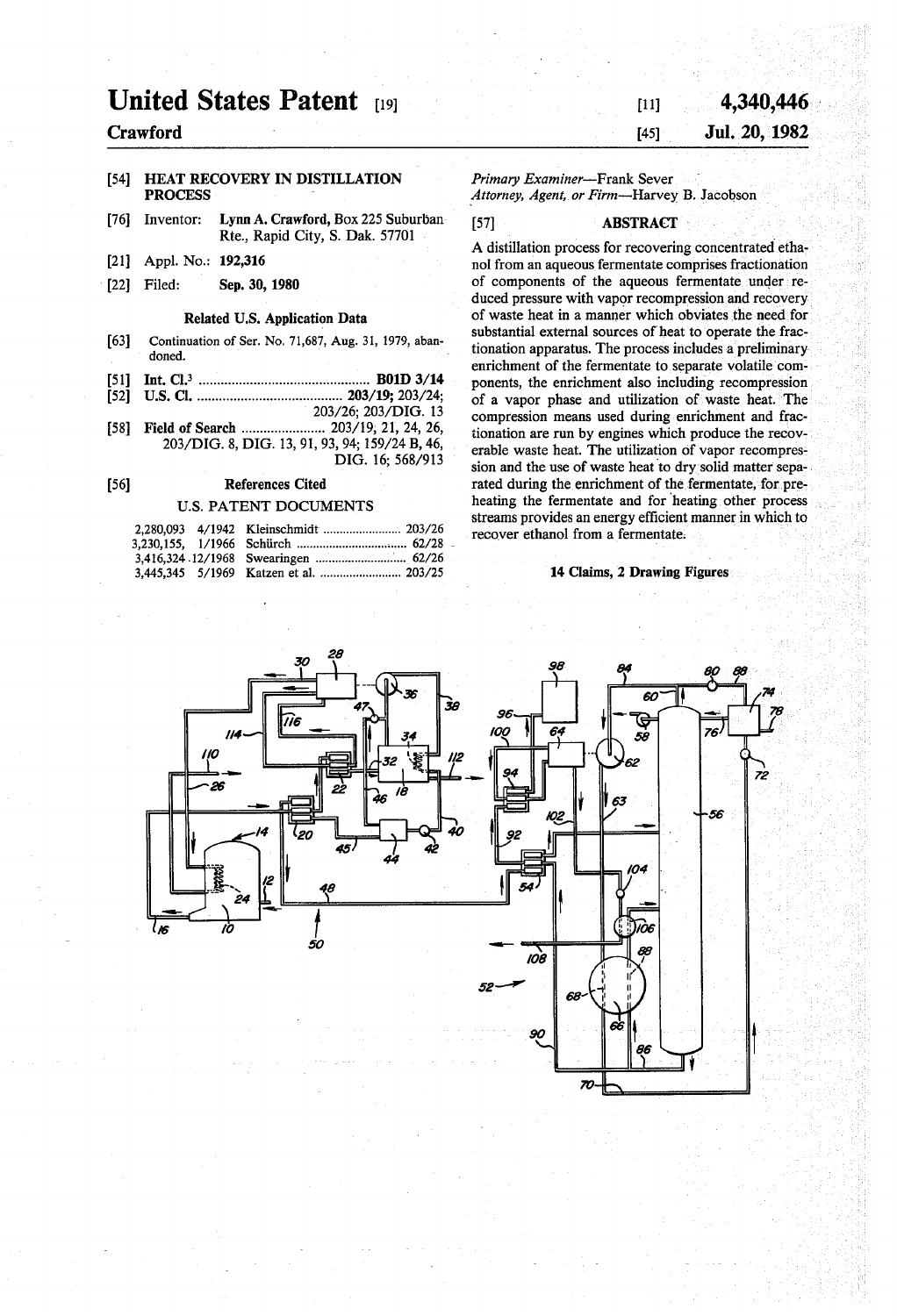# United States Patent [19]

**Crawford**

[11] **4,340,446**

[45] **Jul. 20, 1982**

[54] **HEAT RECOVERY IN DISTILLATION PROCESS**

[76] Inventor: **Lynn A. Crawford**, Box 225 Suburban Rte., Rapid City, S. Dak. 57701

[21] Appl. No.: **192,316**

[22] Filed: **Sep. 30, 1980**

### Related U.S. Application Data

[63] Continuation of Ser. No. 71,687, Aug. 31, 1979, abandoned.

[51] Int. Cl.[3] .............................................. **B01D 3/14**

[52] U.S. Cl. ........................................ **203/19**; 203/24; 203/26; 203/DIG. 13

[58] Field of Search ....................... 203/19, 21, 24, 26, 203/DIG. 8, DIG. 13, 91, 93, 94; 159/24 B, 46, DIG. 16; 568/913

[56] **References Cited**

U.S. PATENT DOCUMENTS

| | | | |
|---|---|---|---|
| 2,280,093 | 4/1942 | Kleinschmidt | 203/26 |
| 3,230,155 | 1/1966 | Schürch | 62/28 |
| 3,416,324 | 12/1968 | Swearingen | 62/26 |
| 3,445,345 | 5/1969 | Katzen et al. | 203/25 |

*Primary Examiner*—Frank Sever

*Attorney, Agent, or Firm*—Harvey B. Jacobson

[57] **ABSTRACT**

A distillation process for recovering concentrated ethanol from an aqueous fermentate comprises fractionation of components of the aqueous fermentate under reduced pressure with vapor recompression and recovery of waste heat in a manner which obviates the need for substantial external sources of heat to operate the fractionation apparatus. The process includes a preliminary enrichment of the fermentate to separate volatile components, the enrichment also including recompression of a vapor phase and utilization of waste heat. The compression means used during enrichment and fractionation are run by engines which produce the recoverable waste heat. The utilization of vapor recompression and the use of waste heat to dry solid matter separated during the enrichment of the fermentate, for preheating the fermentate and for heating other process streams provides an energy efficient manner in which to recover ethanol from a fermentate.

**14 Claims, 2 Drawing Figures**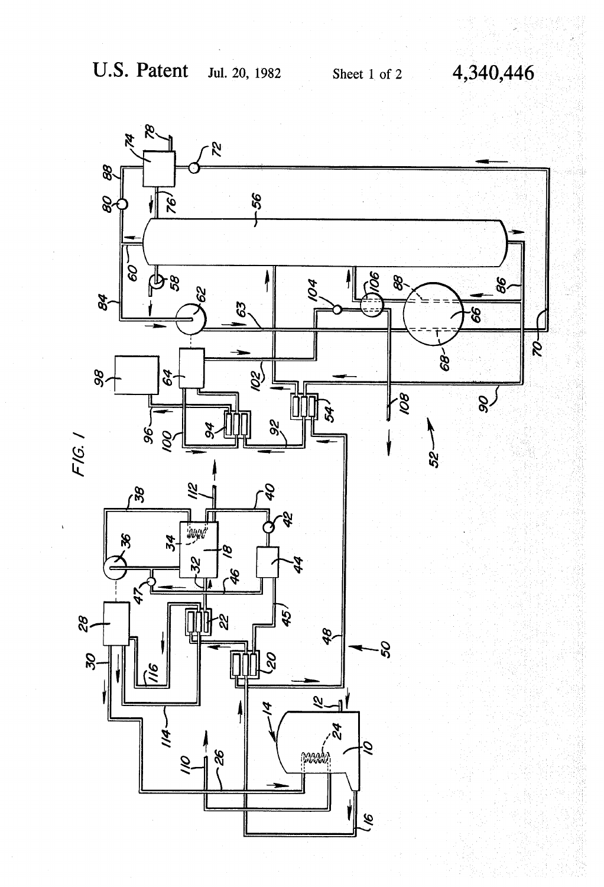FIG. 1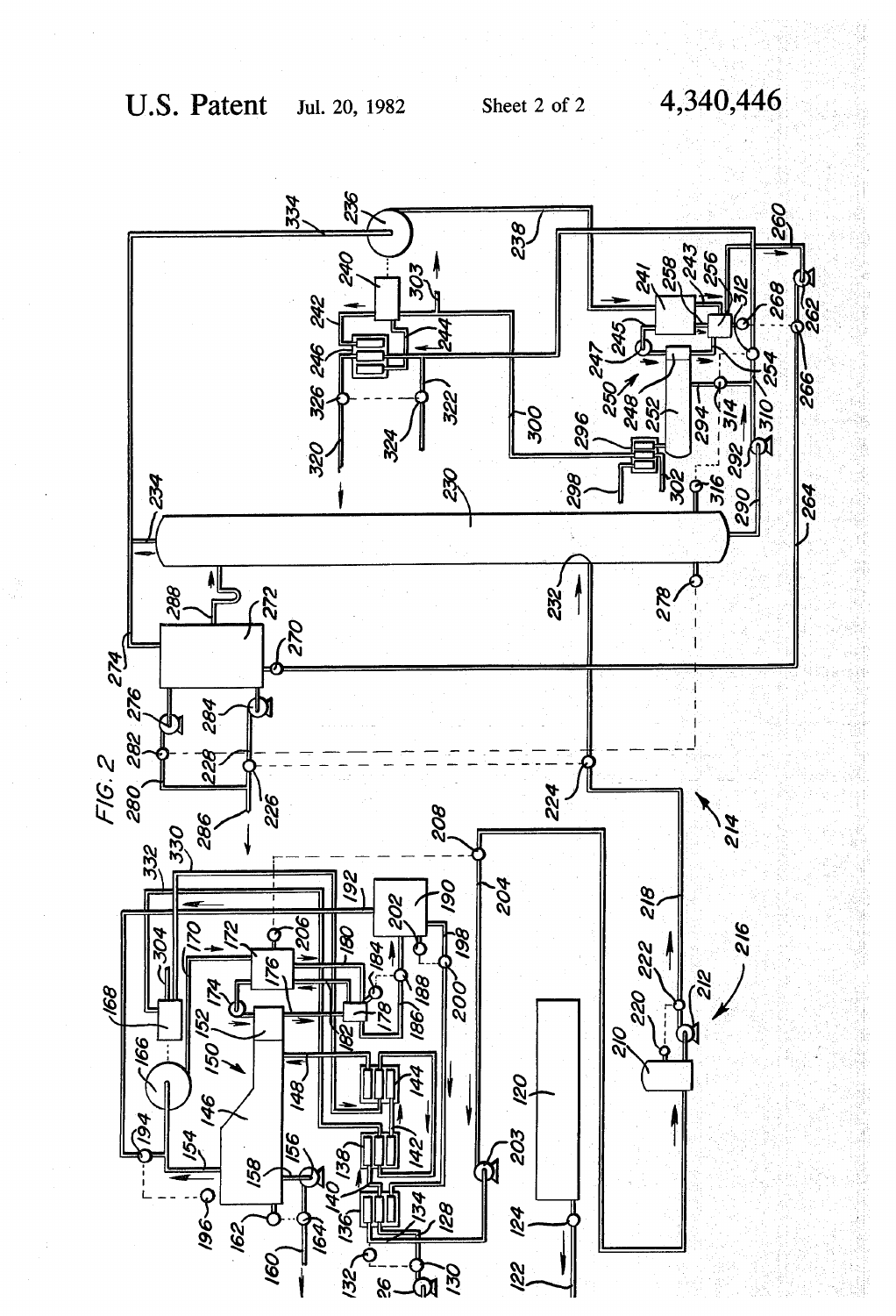FIG. 2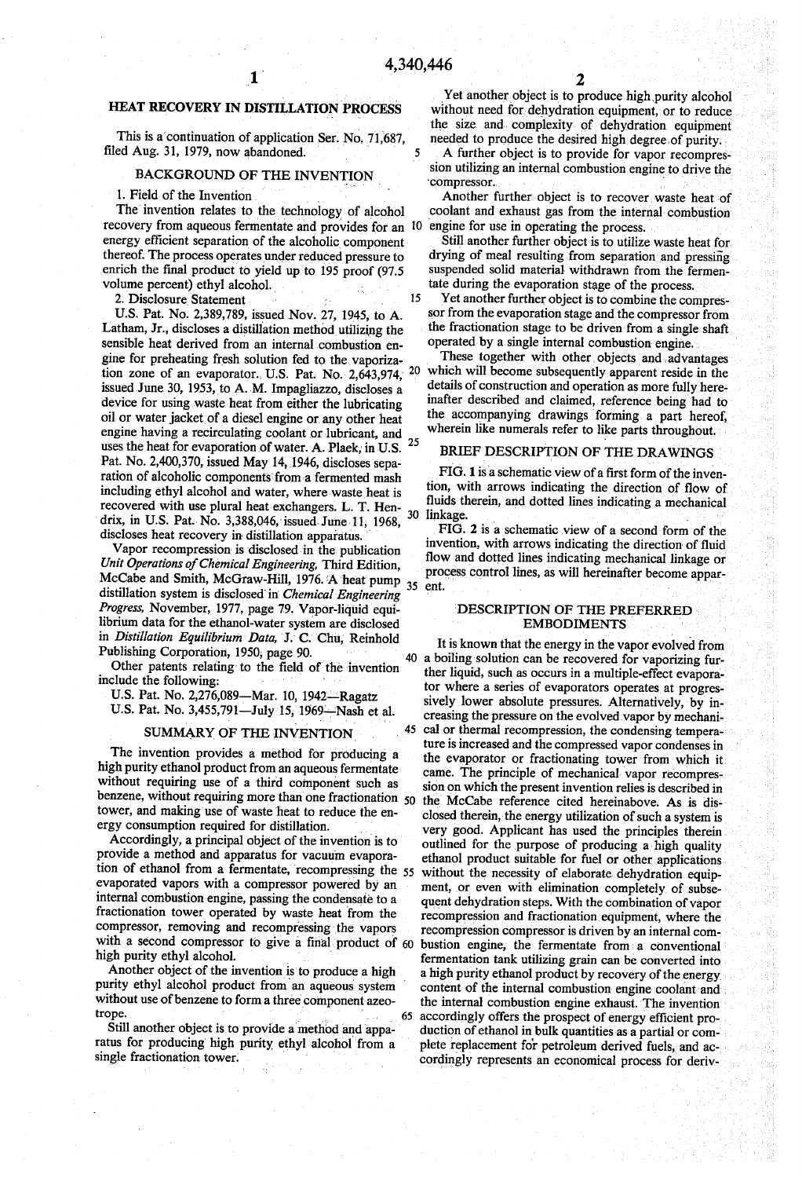# HEAT RECOVERY IN DISTILLATION PROCESS

This is a continuation of application Ser. No. 71,687, filed Aug. 31, 1979, now abandoned.

## BACKGROUND OF THE INVENTION

### 1. Field of the Invention

The invention relates to the technology of alcohol recovery from aqueous fermentate and provides for an energy efficient separation of the alcoholic component thereof. The process operates under reduced pressure to enrich the final product to yield up to 195 proof (97.5 volume percent) ethyl alcohol.

### 2. Disclosure Statement

U.S. Pat. No. 2,389,789, issued Nov. 27, 1945, to A. Latham, Jr., discloses a distillation method utilizing the sensible heat derived from an internal combustion engine for preheating fresh solution fed to the vaporization zone of an evaporator. U.S. Pat. No. 2,643,974, issued June 30, 1953, to A. M. Impagliazzo, discloses a device for using waste heat from either the lubricating oil or water jacket of a diesel engine or any other heat engine having a recirculating coolant or lubricant, and uses the heat for evaporation of water. A. Plaek, in U.S. Pat. No. 2,400,370, issued May 14, 1946, discloses separation of alcoholic components from a fermented mash including ethyl alcohol and water, where waste heat is recovered with use plural heat exchangers. L. T. Hendrix, in U.S. Pat. No. 3,388,046, issued June 11, 1968, discloses heat recovery in distillation apparatus.

Vapor recompression is disclosed in the publication *Unit Operations of Chemical Engineering*, Third Edition, McCabe and Smith, McGraw-Hill, 1976. A heat pump distillation system is disclosed in *Chemical Engineering Progress*, November, 1977, page 79. Vapor-liquid equilibrium data for the ethanol-water system are disclosed in *Distillation Equilibrium Data*, J. C. Chu, Reinhold Publishing Corporation, 1950, page 90.

Other patents relating to the field of the invention include the following:

U.S. Pat. No. 2,276,089—Mar. 10, 1942—Ragatz

U.S. Pat. No. 3,455,791—July 15, 1969—Nash et al.

## SUMMARY OF THE INVENTION

The invention provides a method for producing a high purity ethanol product from an aqueous fermentate without requiring use of a third component such as benzene, without requiring more than one fractionation tower, and making use of waste heat to reduce the energy consumption required for distillation.

Accordingly, a principal object of the invention is to provide a method and apparatus for vacuum evaporation of ethanol from a fermentate, recompressing the evaporated vapors with a compressor powered by an internal combustion engine, passing the condensate to a fractionation tower operated by waste heat from the compressor, removing and recompressing the vapors with a second compressor to give a final product of high purity ethyl alcohol.

Another object of the invention is to produce a high purity ethyl alcohol product from an aqueous system without use of benzene to form a three component azeotrope.

Still another object is to provide a method and apparatus for producing high purity ethyl alcohol from a single fractionation tower.

Yet another object is to produce high purity alcohol without need for dehydration equipment, or to reduce the size and complexity of dehydration equipment needed to produce the desired high degree of purity.

A further object is to provide for vapor recompression utilizing an internal combustion engine to drive the compressor.

Another further object is to recover waste heat of coolant and exhaust gas from the internal combustion engine for use in operating the process.

Still another further object is to utilize waste heat for drying of meal resulting from separation and pressing suspended solid material withdrawn from the fermentate during the evaporation stage of the process.

Yet another further object is to combine the compressor from the evaporation stage and the compressor from the fractionation stage to be driven from a single shaft operated by a single internal combustion engine.

These together with other objects and advantages which will become subsequently apparent reside in the details of construction and operation as more fully hereinafter described and claimed, reference being had to the accompanying drawings forming a part hereof, wherein like numerals refer to like parts throughout.

## BRIEF DESCRIPTION OF THE DRAWINGS

FIG. 1 is a schematic view of a first form of the invention, with arrows indicating the direction of flow of fluids therein, and dotted lines indicating a mechanical linkage.

FIG. 2 is a schematic view of a second form of the invention, with arrows indicating the direction of fluid flow and dotted lines indicating mechanical linkage or process control lines, as will hereinafter become apparent.

## DESCRIPTION OF THE PREFERRED EMBODIMENTS

It is known that the energy in the vapor evolved from a boiling solution can be recovered for vaporizing further liquid, such as occurs in a multiple-effect evaporator where a series of evaporators operates at progressively lower absolute pressures. Alternatively, by increasing the pressure on the evolved vapor by mechanical or thermal recompression, the condensing temperature is increased and the compressed vapor condenses in the evaporator or fractionating tower from which it came. The principle of mechanical vapor recompression on which the present invention relies is described in the McCabe reference cited hereinabove. As is disclosed therein, the energy utilization of such a system is very good. Applicant has used the principles therein outlined for the purpose of producing a high quality ethanol product suitable for fuel or other applications without the necessity of elaborate dehydration equipment, or even with elimination completely of subsequent dehydration steps. With the combination of vapor recompression and fractionation equipment, where the recompression compressor is driven by an internal combustion engine, the fermentate from a conventional fermentation tank utilizing grain can be converted into a high purity ethanol product by recovery of the energy content of the internal combustion engine coolant and the internal combustion engine exhaust. The invention accordingly offers the prospect of energy efficient production of ethanol in bulk quantities as a partial or complete replacement for petroleum derived fuels, and accordingly represents an economical process for deriv-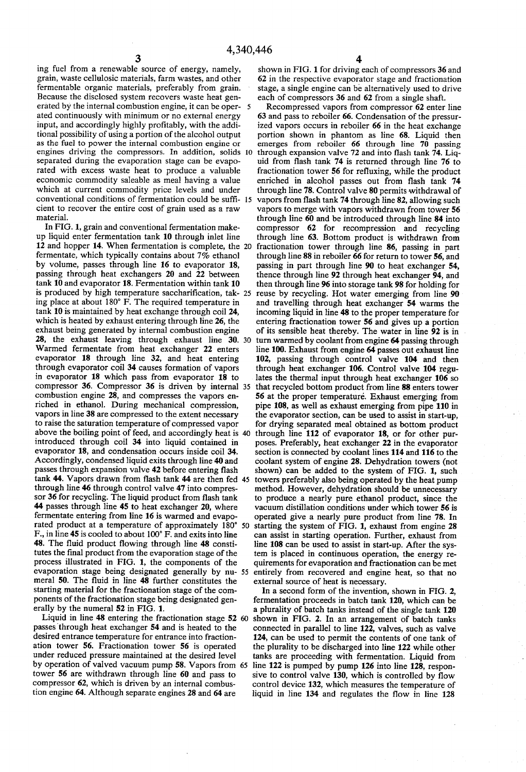ing fuel from a renewable source of energy, namely, grain, waste cellulosic materials, farm wastes, and other fermentable organic materials, preferably from grain. Because the disclosed system recovers waste heat generated by the internal combustion engine, it can be operated continuously with minimum or no external energy input, and accordingly highly profitably, with the additional possibility of using a portion of the alcohol output as the fuel to power the internal combustion engine or engines driving the compressors. In addition, solids separated during the evaporation stage can be evaporated with excess waste heat to produce a valuable economic commodity saleable as meal having a value which at current commodity price levels and under conventional conditions of fermentation could be sufficient to recover the entire cost of grain used as a raw material.

In FIG. 1, grain and conventional fermentation makeup liquid enter fermentation tank 10 through inlet line 12 and hopper 14. When fermentation is complete, the fermentate, which typically contains about 7% ethanol by volume, passes through line 16 to evaporator 18, passing through heat exchangers 20 and 22 between tank 10 and evaporator 18. Fermentation within tank 10 is produced by high temperature saccharification, taking place at about 180° F. The required temperature in tank 10 is maintained by heat exchange through coil 24, which is heated by exhaust entering through line 26, the exhaust being generated by internal combustion engine 28, the exhaust leaving through exhaust line 30. Warmed fermentate from heat exchanger 22 enters evaporator 18 through line 32, and heat entering through evaporator coil 34 causes formation of vapors in evaporator 18 which pass from evaporator 18 to compressor 36. Compressor 36 is driven by internal combustion engine 28, and compresses the vapors enriched in ethanol. During mechanical compression, vapors in line 38 are compressed to the extent necessary to raise the saturation temperature of compressed vapor above the boiling point of feed, and accordingly heat is introduced through coil 34 into liquid contained in evaporator 18, and condensation occurs inside coil 34. Accordingly, condensed liquid exits through line 40 and passes through expansion valve 42 before entering flash tank 44. Vapors drawn from flash tank 44 are then fed through line 46 through control valve 47 into compressor 36 for recycling. The liquid product from flash tank 44 passes through line 45 to heat exchanger 20, where fermentate entering from line 16 is warmed and evaporated product at a temperature of approximately 180° F., in line 45 is cooled to about 100° F. and exits into line 48. The fluid product flowing through line 48 constitutes the final product from the evaporation stage of the process illustrated in FIG. 1, the components of the evaporation stage being designated generally by numeral 50. The fluid in line 48 further constitutes the starting material for the fractionation stage of the components of the fractionation stage being designated generally by the numeral 52 in FIG. 1.

Liquid in line 48 entering the fractionation stage 52 passes through heat exchanger 54 and is heated to the desired entrance temperature for entrance into fractionation tower 56. Fractionation tower 56 is operated under reduced pressure maintained at the desired level by operation of valved vacuum pump 58. Vapors from tower 56 are withdrawn through line 60 and pass to compressor 62, which is driven by an internal combustion engine 64. Although separate engines 28 and 64 are shown in FIG. 1 for driving each of compressors 36 and 62 in the respective evaporator stage and fractionation stage, a single engine can be alternatively used to drive each of compressors 36 and 62 from a single shaft.

Recompressed vapors from compressor 62 enter line 63 and pass to reboiler 66. Condensation of the pressurized vapors occurs in reboiler 66 in the heat exchange portion shown in phantom as line 68. Liquid then emerges from reboiler 66 through line 70 passing through expansion valve 72 and into flash tank 74. Liquid from flash tank 74 is returned through line 76 to fractionation tower 56 for refluxing, while the product enriched in alcohol passes out from flash tank 74 through line 78. Control valve 80 permits withdrawal of vapors from flash tank 74 through line 82, allowing such vapors to merge with vapors withdrawn from tower 56 through line 60 and be introduced through line 84 into compressor 62 for recompression and recycling through line 63. Bottom product is withdrawn from fractionation tower through line 86, passing in part through line 88 in reboiler 66 for return to tower 56, and passing in part through line 90 to heat exchanger 54, thence through line 92 through heat exchanger 94, and then through line 96 into storage tank 98 for holding for reuse by recycling. Hot water emerging from line 90 and travelling through heat exchanger 54 warms the incoming liquid in line 48 to the proper temperature for entering fractionation tower 56 and gives up a portion of its sensible heat thereby. The water in line 92 is in turn warmed by coolant from engine 64 passing through line 100. Exhaust from engine 64 passes out exhaust line 102, passing through control valve 104 and then through heat exchanger 106. Control valve 104 regulates the thermal input through heat exchanger 106 so that recycled bottom product from line 88 enters tower 56 at the proper temperature. Exhaust emerging from pipe 108, as well as exhaust emerging from pipe 110 in the evaporator section, can be used to assist in start-up, for drying separated meal obtained as bottom product through line 112 of evaporator 18, or for other purposes. Preferably, heat exchanger 22 in the evaporator section is connected by coolant lines 114 and 116 to the coolant system of engine 28. Dehydration towers (not shown) can be added to the system of FIG. 1, such towers preferably also being operated by the heat pump method. However, dehydration should be unnecessary to produce a nearly pure ethanol product, since the vacuum distillation conditions under which tower 56 is operated give a nearly pure product from line 78. In starting the system of FIG. 1, exhaust from engine 28 can assist in starting operation. Further, exhaust from line 108 can be used to assist in start-up. After the system is placed in continuous operation, the energy requirements for evaporation and fractionation can be met entirely from recovered and engine heat, so that no external source of heat is necessary.

In a second form of the invention, shown in FIG. 2, fermentation proceeds in batch tank 120, which can be a plurality of batch tanks instead of the single tank 120 shown in FIG. 2. In an arrangement of batch tanks connected in parallel to line 122, valves, such as valve 124, can be used to permit the contents of one tank of the plurality to be discharged into line 122 while other tanks are proceeding with fermentation. Liquid from line 122 is pumped by pump 126 into line 128, responsive to control valve 130, which is controlled by flow control device 132, which measures the temperature of liquid in line 134 and regulates the flow in line 128